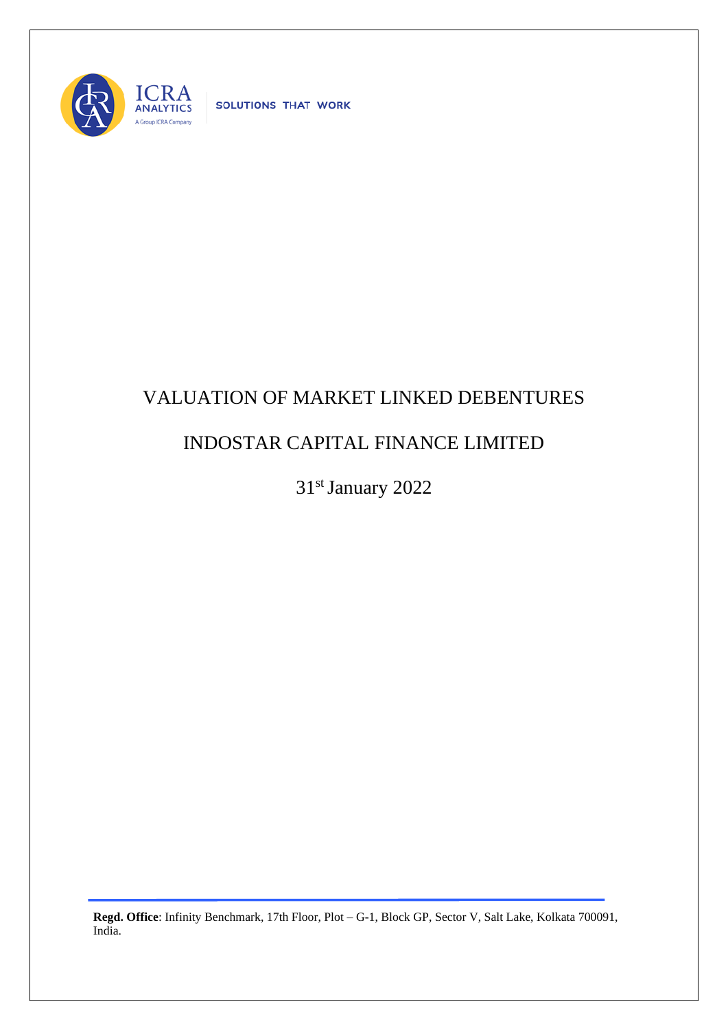ICRA ANALYTICS

A Group ICRA Company

SOLUTIONS THAT WORK

# VALUATION OF MARKET LINKED DEBENTURES

# INDOSTAR CAPITAL FINANCE LIMITED

31st January 2022

**Regd. Office**: Infinity Benchmark, 17th Floor, Plot – G-1, Block GP, Sector V, Salt Lake, Kolkata 700091, India.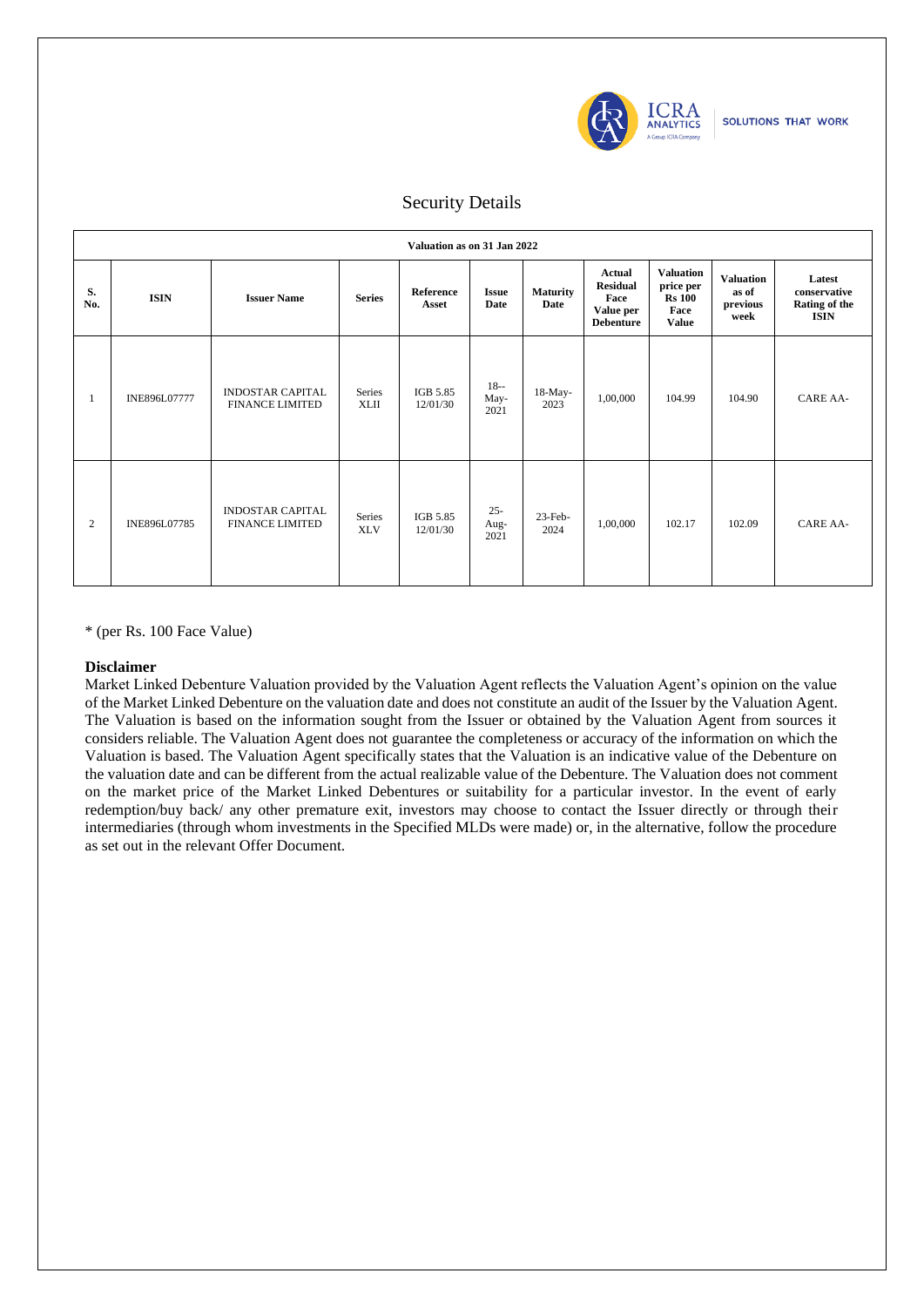# Security Details

| Valuation as on 31 Jan 2022 | | | | | | | | | | |
|---|---|---|---|---|---|---|---|---|---|---|
| **S. No.** | **ISIN** | **Issuer Name** | **Series** | **Reference Asset** | **Issue Date** | **Maturity Date** | **Actual Residual Face Value per Debenture** | **Valuation price per Rs 100 Face Value** | **Valuation as of previous week** | **Latest conservative Rating of the ISIN** |
| 1 | INE896L07777 | INDOSTAR CAPITAL FINANCE LIMITED | Series XLII | IGB 5.85 12/01/30 | 18--May-2021 | 18-May-2023 | 1,00,000 | 104.99 | 104.90 | CARE AA- |
| 2 | INE896L07785 | INDOSTAR CAPITAL FINANCE LIMITED | Series XLV | IGB 5.85 12/01/30 | 25-Aug-2021 | 23-Feb-2024 | 1,00,000 | 102.17 | 102.09 | CARE AA- |

* (per Rs. 100 Face Value)

**Disclaimer**

Market Linked Debenture Valuation provided by the Valuation Agent reflects the Valuation Agent's opinion on the value of the Market Linked Debenture on the valuation date and does not constitute an audit of the Issuer by the Valuation Agent. The Valuation is based on the information sought from the Issuer or obtained by the Valuation Agent from sources it considers reliable. The Valuation Agent does not guarantee the completeness or accuracy of the information on which the Valuation is based. The Valuation Agent specifically states that the Valuation is an indicative value of the Debenture on the valuation date and can be different from the actual realizable value of the Debenture. The Valuation does not comment on the market price of the Market Linked Debentures or suitability for a particular investor. In the event of early redemption/buy back/ any other premature exit, investors may choose to contact the Issuer directly or through their intermediaries (through whom investments in the Specified MLDs were made) or, in the alternative, follow the procedure as set out in the relevant Offer Document.